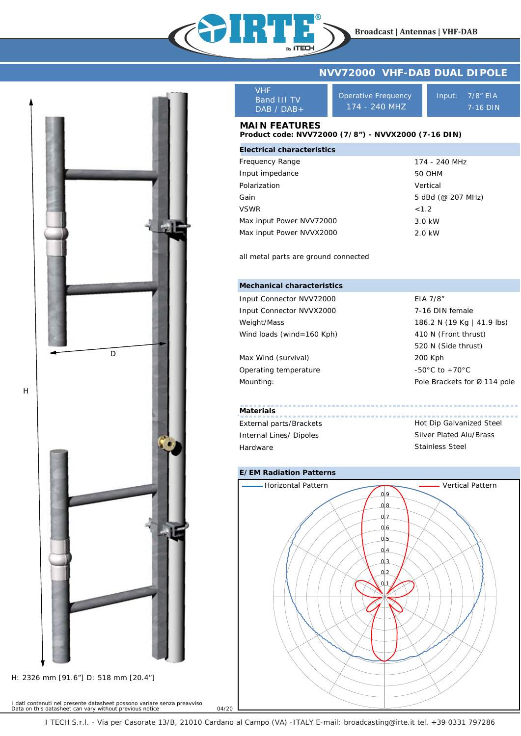Broadcast | Antennas | VHF-DAB

# NVV72000 VHF-DAB DUAL DIPOLE

| VHF Band III TV DAB / DAB+ | Operative Frequency 174 - 240 MHZ | Input: 7/8" EIA 7-16 DIN |
|---|---|---|

## MAIN FEATURES

**Product code: NVV72000 (7/8") - NVVX2000 (7-16 DIN)**

### Electrical characteristics

| | |
|---|---|
| Frequency Range | 174 - 240 MHz |
| Input impedance | 50 OHM |
| Polarization | Vertical |
| Gain | 5 dBd (@ 207 MHz) |
| VSWR | <1.2 |
| Max input Power NVV72000 | 3.0 kW |
| Max input Power NVVX2000 | 2.0 kW |

all metal parts are ground connected

### Mechanical characteristics

| | |
|---|---|
| Input Connector NVV72000 | EIA 7/8" |
| Input Connector NVVX2000 | 7-16 DIN female |
| Weight/Mass | 186.2 N (19 Kg \| 41.9 lbs) |
| Wind loads (wind=160 Kph) | 410 N (Front thrust) |
| | 520 N (Side thrust) |
| Max Wind (survival) | 200 Kph |
| Operating temperature | -50°C to +70°C |
| Mounting: | Pole Brackets for Ø 114 pole |

### Materials

| | |
|---|---|
| External parts/Brackets | Hot Dip Galvanized Steel |
| Internal Lines/ Dipoles | Silver Plated Alu/Brass |
| Hardware | Stainless Steel |

### E/EM Radiation Patterns

Horizontal Pattern — Vertical Pattern

H: 2326 mm [91.6"] D: 518 mm [20.4"]

I dati contenuti nel presente datasheet possono variare senza preavviso
Data on this datasheet can vary without previous notice 04/20

I TECH S.r.l. - Via per Casorate 13/B, 21010 Cardano al Campo (VA) -ITALY E-mail: broadcasting@irte.it tel. +39 0331 797286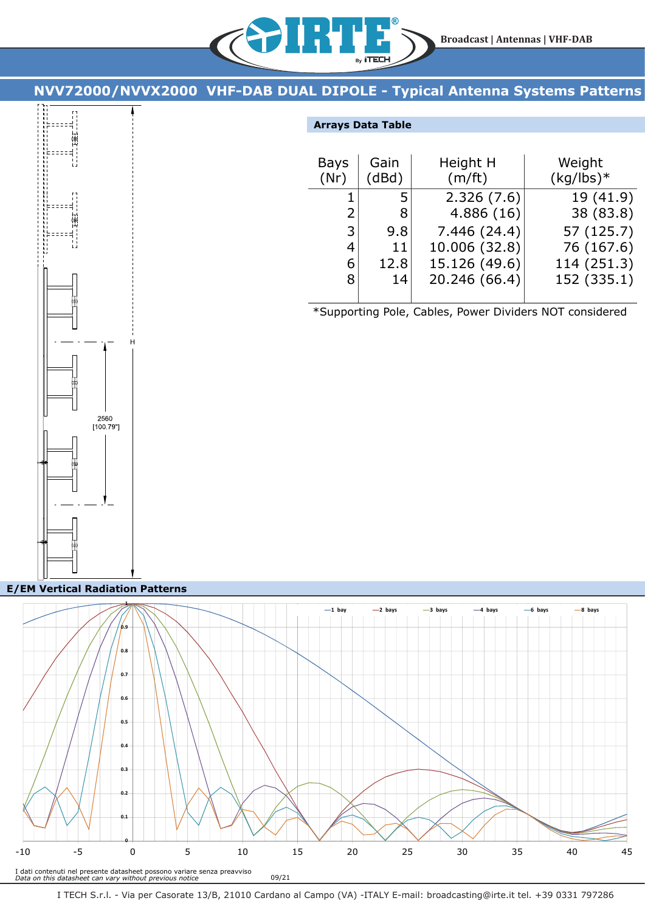Broadcast | Antennas | VHF-DAB

# NVV72000/NVVX2000 VHF-DAB DUAL DIPOLE - Typical Antenna Systems Patterns

H

2560
[100.79"]

## Arrays Data Table

| Bays (Nr) | Gain (dBd) | Height H (m/ft) | Weight (kg/lbs)* |
|---|---|---|---|
| 1 | 5 | 2.326 (7.6) | 19 (41.9) |
| 2 | 8 | 4.886 (16) | 38 (83.8) |
| 3 | 9.8 | 7.446 (24.4) | 57 (125.7) |
| 4 | 11 | 10.006 (32.8) | 76 (167.6) |
| 6 | 12.8 | 15.126 (49.6) | 114 (251.3) |
| 8 | 14 | 20.246 (66.4) | 152 (335.1) |

*Supporting Pole, Cables, Power Dividers NOT considered

## E/EM Vertical Radiation Patterns

1 bay, 2 bays, 3 bays, 4 bays, 6 bays, 8 bays

1, 0.9, 0.8, 0.7, 0.6, 0.5, 0.4, 0.3, 0.2, 0.1, 0

-10, -5, 0, 5, 10, 15, 20, 25, 30, 35, 40, 45

I dati contenuti nel presente datasheet possono variare senza preavviso
*Data on this datasheet can vary without previous notice*

09/21

I TECH S.r.l. - Via per Casorate 13/B, 21010 Cardano al Campo (VA) -ITALY E-mail: broadcasting@irte.it tel. +39 0331 797286